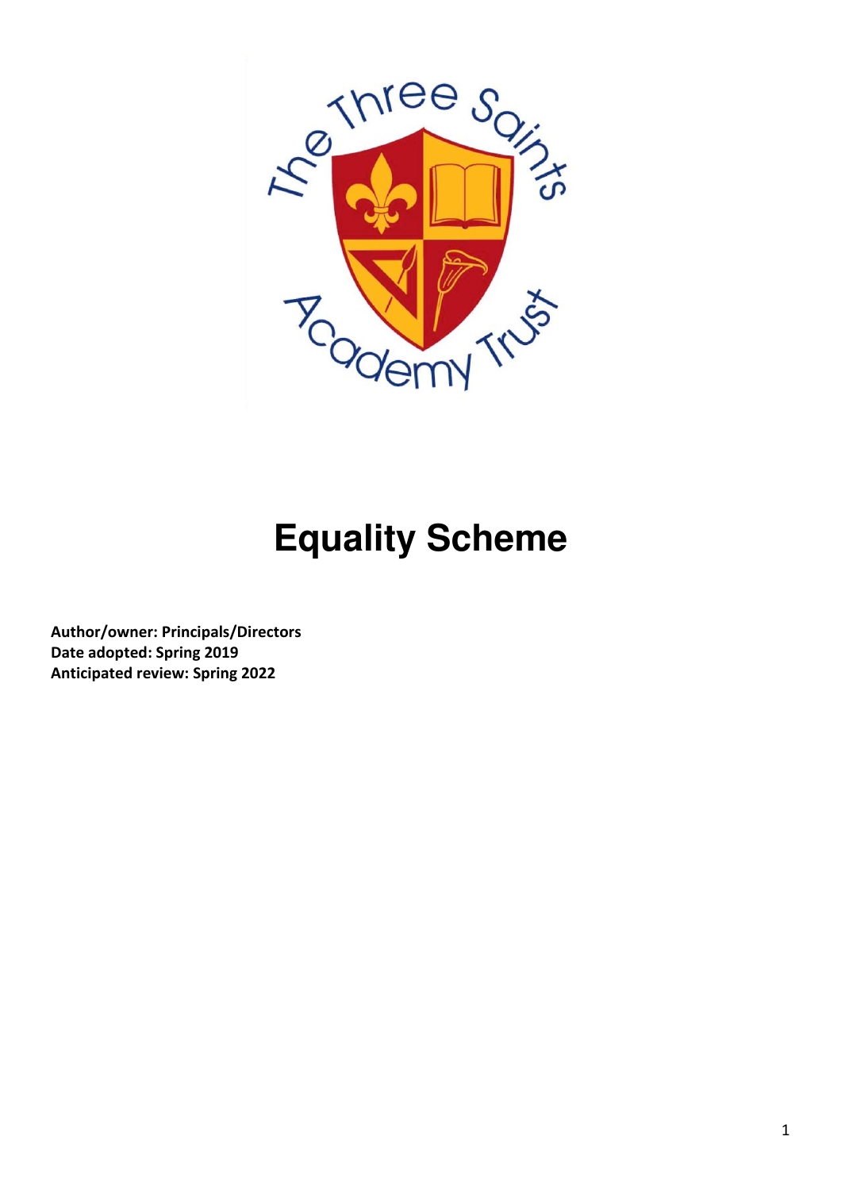# Equality Scheme

**Author/owner: Principals/Directors**
**Date adopted: Spring 2019**
**Anticipated review: Spring 2022**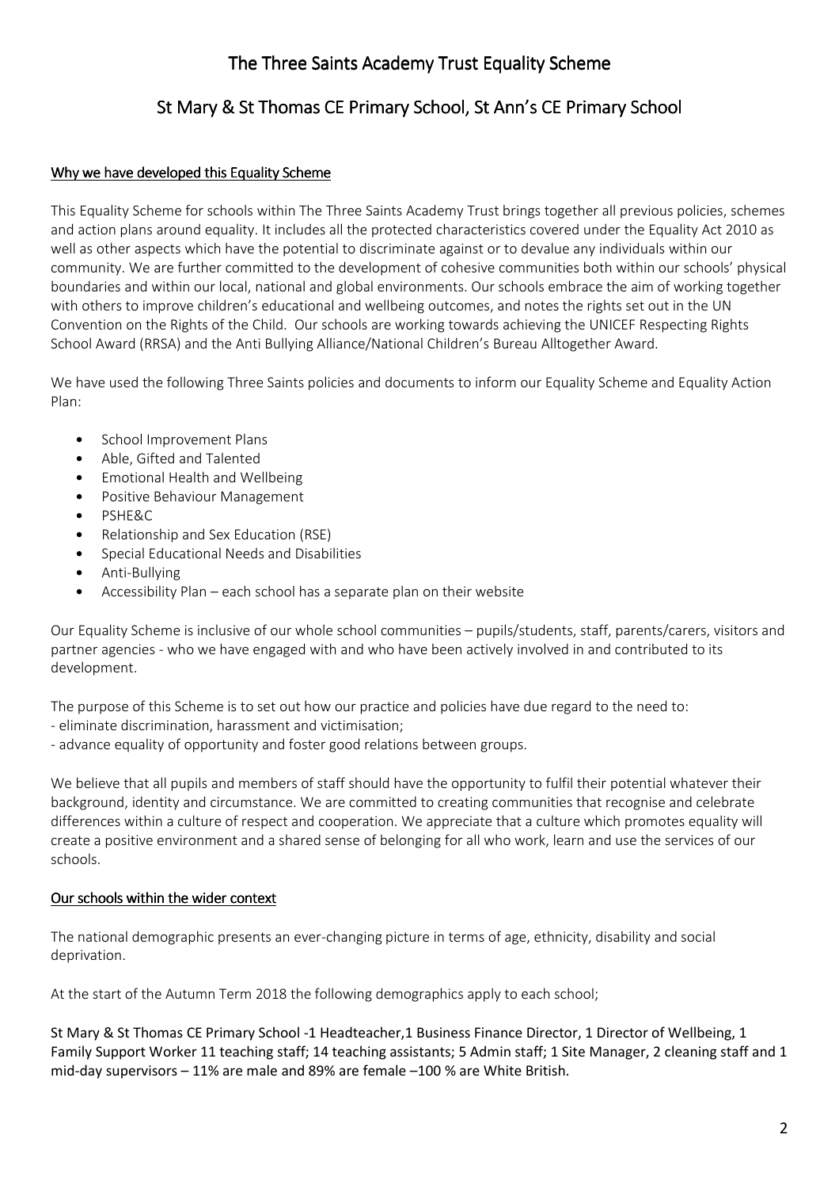# The Three Saints Academy Trust Equality Scheme

## St Mary & St Thomas CE Primary School, St Ann's CE Primary School

### Why we have developed this Equality Scheme

This Equality Scheme for schools within The Three Saints Academy Trust brings together all previous policies, schemes and action plans around equality. It includes all the protected characteristics covered under the Equality Act 2010 as well as other aspects which have the potential to discriminate against or to devalue any individuals within our community. We are further committed to the development of cohesive communities both within our schools' physical boundaries and within our local, national and global environments. Our schools embrace the aim of working together with others to improve children's educational and wellbeing outcomes, and notes the rights set out in the UN Convention on the Rights of the Child. Our schools are working towards achieving the UNICEF Respecting Rights School Award (RRSA) and the Anti Bullying Alliance/National Children's Bureau Alltogether Award.

We have used the following Three Saints policies and documents to inform our Equality Scheme and Equality Action Plan:

- School Improvement Plans
- Able, Gifted and Talented
- Emotional Health and Wellbeing
- Positive Behaviour Management
- PSHE&C
- Relationship and Sex Education (RSE)
- Special Educational Needs and Disabilities
- Anti-Bullying
- Accessibility Plan – each school has a separate plan on their website

Our Equality Scheme is inclusive of our whole school communities – pupils/students, staff, parents/carers, visitors and partner agencies - who we have engaged with and who have been actively involved in and contributed to its development.

The purpose of this Scheme is to set out how our practice and policies have due regard to the need to:
- eliminate discrimination, harassment and victimisation;
- advance equality of opportunity and foster good relations between groups.

We believe that all pupils and members of staff should have the opportunity to fulfil their potential whatever their background, identity and circumstance. We are committed to creating communities that recognise and celebrate differences within a culture of respect and cooperation. We appreciate that a culture which promotes equality will create a positive environment and a shared sense of belonging for all who work, learn and use the services of our schools.

### Our schools within the wider context

The national demographic presents an ever-changing picture in terms of age, ethnicity, disability and social deprivation.

At the start of the Autumn Term 2018 the following demographics apply to each school;

St Mary & St Thomas CE Primary School -1 Headteacher,1 Business Finance Director, 1 Director of Wellbeing, 1 Family Support Worker 11 teaching staff; 14 teaching assistants; 5 Admin staff; 1 Site Manager, 2 cleaning staff and 1 mid-day supervisors – 11% are male and 89% are female –100 % are White British.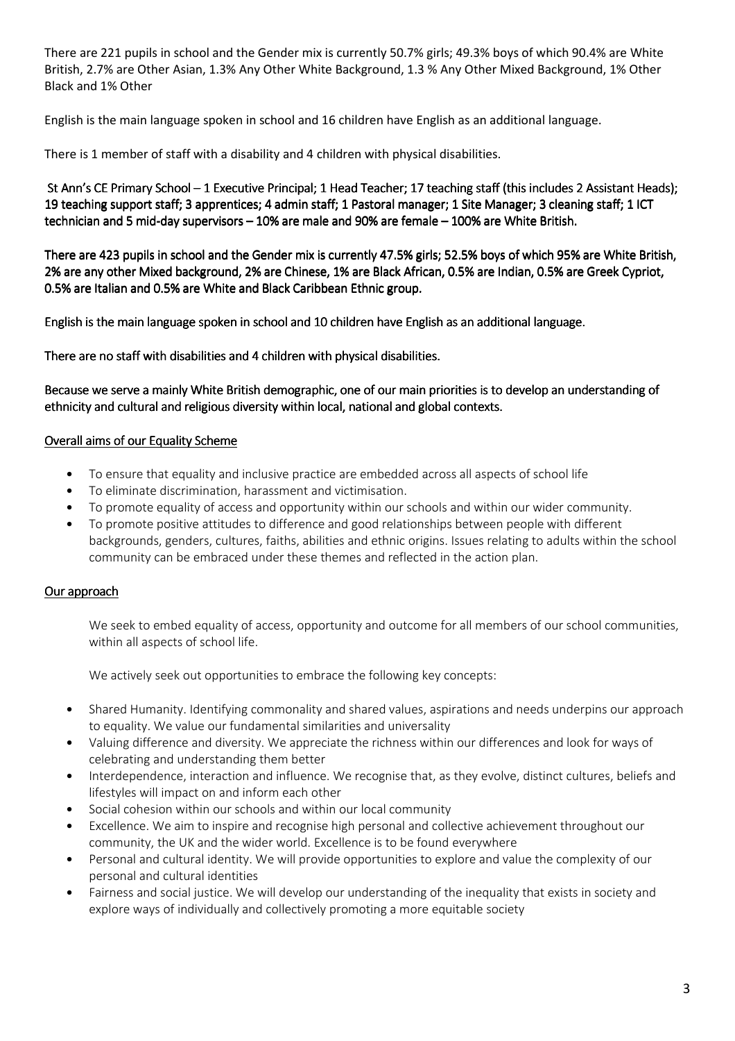There are 221 pupils in school and the Gender mix is currently 50.7% girls; 49.3% boys of which 90.4% are White British, 2.7% are Other Asian, 1.3% Any Other White Background, 1.3 % Any Other Mixed Background, 1% Other Black and 1% Other

English is the main language spoken in school and 16 children have English as an additional language.

There is 1 member of staff with a disability and 4 children with physical disabilities.

St Ann's CE Primary School – 1 Executive Principal; 1 Head Teacher; 17 teaching staff (this includes 2 Assistant Heads); 19 teaching support staff; 3 apprentices; 4 admin staff; 1 Pastoral manager; 1 Site Manager; 3 cleaning staff; 1 ICT technician and 5 mid-day supervisors – 10% are male and 90% are female – 100% are White British.

There are 423 pupils in school and the Gender mix is currently 47.5% girls; 52.5% boys of which 95% are White British, 2% are any other Mixed background, 2% are Chinese, 1% are Black African, 0.5% are Indian, 0.5% are Greek Cypriot, 0.5% are Italian and 0.5% are White and Black Caribbean Ethnic group.

English is the main language spoken in school and 10 children have English as an additional language.

There are no staff with disabilities and 4 children with physical disabilities.

Because we serve a mainly White British demographic, one of our main priorities is to develop an understanding of ethnicity and cultural and religious diversity within local, national and global contexts.

## Overall aims of our Equality Scheme

- To ensure that equality and inclusive practice are embedded across all aspects of school life
- To eliminate discrimination, harassment and victimisation.
- To promote equality of access and opportunity within our schools and within our wider community.
- To promote positive attitudes to difference and good relationships between people with different backgrounds, genders, cultures, faiths, abilities and ethnic origins. Issues relating to adults within the school community can be embraced under these themes and reflected in the action plan.

## Our approach

We seek to embed equality of access, opportunity and outcome for all members of our school communities, within all aspects of school life.

We actively seek out opportunities to embrace the following key concepts:

- Shared Humanity. Identifying commonality and shared values, aspirations and needs underpins our approach to equality. We value our fundamental similarities and universality
- Valuing difference and diversity. We appreciate the richness within our differences and look for ways of celebrating and understanding them better
- Interdependence, interaction and influence. We recognise that, as they evolve, distinct cultures, beliefs and lifestyles will impact on and inform each other
- Social cohesion within our schools and within our local community
- Excellence. We aim to inspire and recognise high personal and collective achievement throughout our community, the UK and the wider world. Excellence is to be found everywhere
- Personal and cultural identity. We will provide opportunities to explore and value the complexity of our personal and cultural identities
- Fairness and social justice. We will develop our understanding of the inequality that exists in society and explore ways of individually and collectively promoting a more equitable society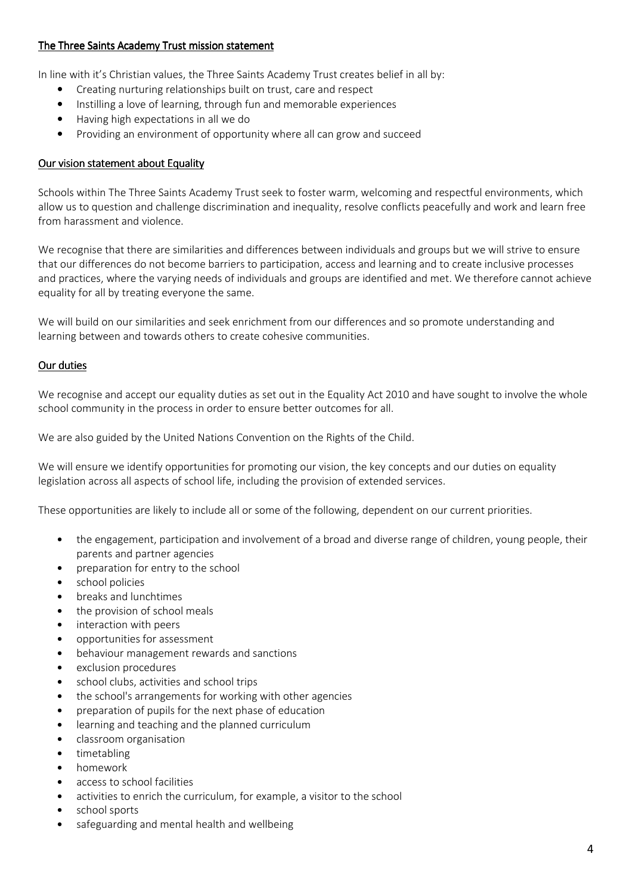## The Three Saints Academy Trust mission statement

In line with it's Christian values, the Three Saints Academy Trust creates belief in all by:

- Creating nurturing relationships built on trust, care and respect
- Instilling a love of learning, through fun and memorable experiences
- Having high expectations in all we do
- Providing an environment of opportunity where all can grow and succeed

## Our vision statement about Equality

Schools within The Three Saints Academy Trust seek to foster warm, welcoming and respectful environments, which allow us to question and challenge discrimination and inequality, resolve conflicts peacefully and work and learn free from harassment and violence.

We recognise that there are similarities and differences between individuals and groups but we will strive to ensure that our differences do not become barriers to participation, access and learning and to create inclusive processes and practices, where the varying needs of individuals and groups are identified and met. We therefore cannot achieve equality for all by treating everyone the same.

We will build on our similarities and seek enrichment from our differences and so promote understanding and learning between and towards others to create cohesive communities.

## Our duties

We recognise and accept our equality duties as set out in the Equality Act 2010 and have sought to involve the whole school community in the process in order to ensure better outcomes for all.

We are also guided by the United Nations Convention on the Rights of the Child.

We will ensure we identify opportunities for promoting our vision, the key concepts and our duties on equality legislation across all aspects of school life, including the provision of extended services.

These opportunities are likely to include all or some of the following, dependent on our current priorities.

- the engagement, participation and involvement of a broad and diverse range of children, young people, their parents and partner agencies
- preparation for entry to the school
- school policies
- breaks and lunchtimes
- the provision of school meals
- interaction with peers
- opportunities for assessment
- behaviour management rewards and sanctions
- exclusion procedures
- school clubs, activities and school trips
- the school's arrangements for working with other agencies
- preparation of pupils for the next phase of education
- learning and teaching and the planned curriculum
- classroom organisation
- timetabling
- homework
- access to school facilities
- activities to enrich the curriculum, for example, a visitor to the school
- school sports
- safeguarding and mental health and wellbeing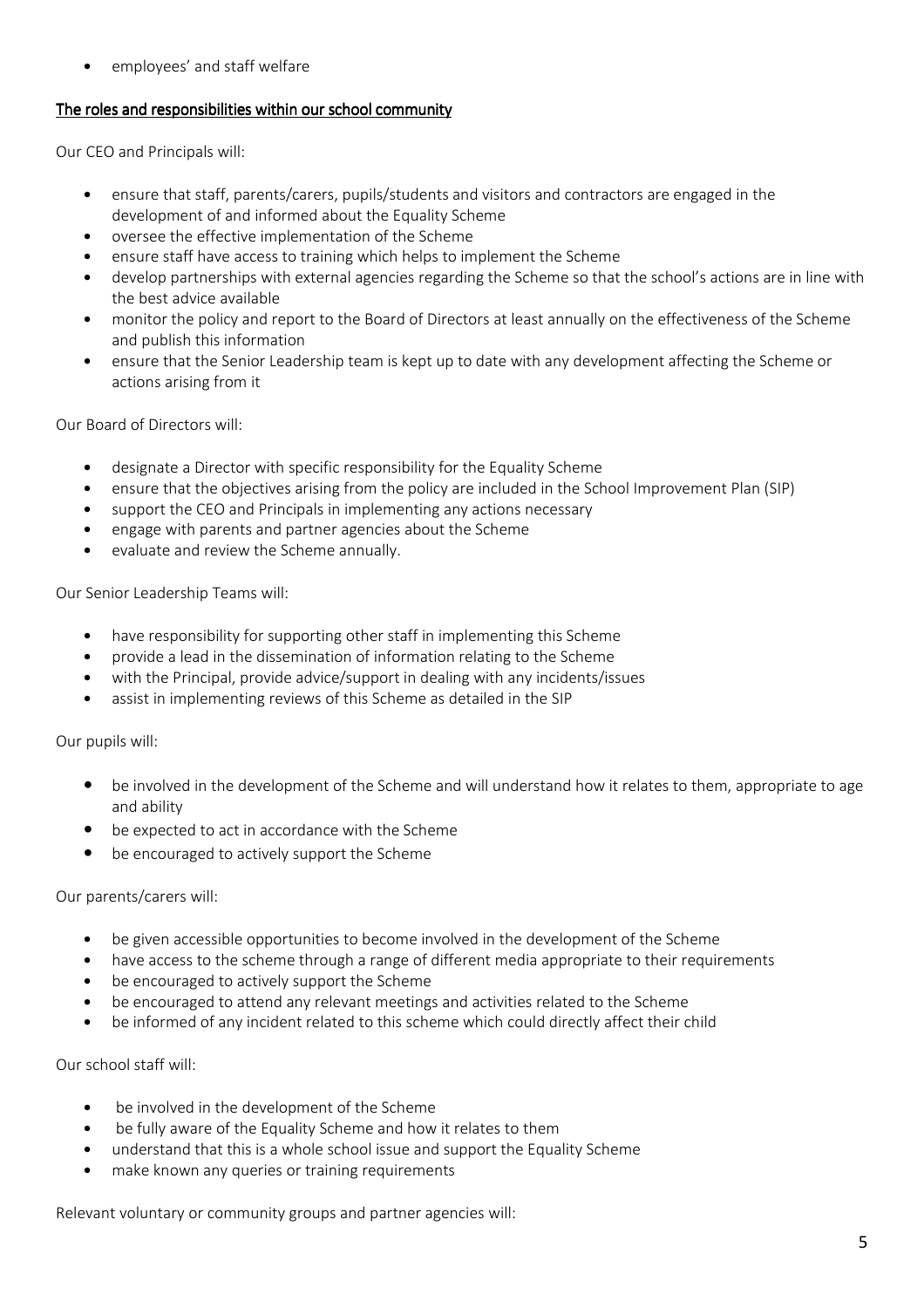- employees' and staff welfare

## The roles and responsibilities within our school community

Our CEO and Principals will:

- ensure that staff, parents/carers, pupils/students and visitors and contractors are engaged in the development of and informed about the Equality Scheme
- oversee the effective implementation of the Scheme
- ensure staff have access to training which helps to implement the Scheme
- develop partnerships with external agencies regarding the Scheme so that the school's actions are in line with the best advice available
- monitor the policy and report to the Board of Directors at least annually on the effectiveness of the Scheme and publish this information
- ensure that the Senior Leadership team is kept up to date with any development affecting the Scheme or actions arising from it

Our Board of Directors will:

- designate a Director with specific responsibility for the Equality Scheme
- ensure that the objectives arising from the policy are included in the School Improvement Plan (SIP)
- support the CEO and Principals in implementing any actions necessary
- engage with parents and partner agencies about the Scheme
- evaluate and review the Scheme annually.

Our Senior Leadership Teams will:

- have responsibility for supporting other staff in implementing this Scheme
- provide a lead in the dissemination of information relating to the Scheme
- with the Principal, provide advice/support in dealing with any incidents/issues
- assist in implementing reviews of this Scheme as detailed in the SIP

Our pupils will:

- be involved in the development of the Scheme and will understand how it relates to them, appropriate to age and ability
- be expected to act in accordance with the Scheme
- be encouraged to actively support the Scheme

Our parents/carers will:

- be given accessible opportunities to become involved in the development of the Scheme
- have access to the scheme through a range of different media appropriate to their requirements
- be encouraged to actively support the Scheme
- be encouraged to attend any relevant meetings and activities related to the Scheme
- be informed of any incident related to this scheme which could directly affect their child

Our school staff will:

- be involved in the development of the Scheme
- be fully aware of the Equality Scheme and how it relates to them
- understand that this is a whole school issue and support the Equality Scheme
- make known any queries or training requirements

Relevant voluntary or community groups and partner agencies will: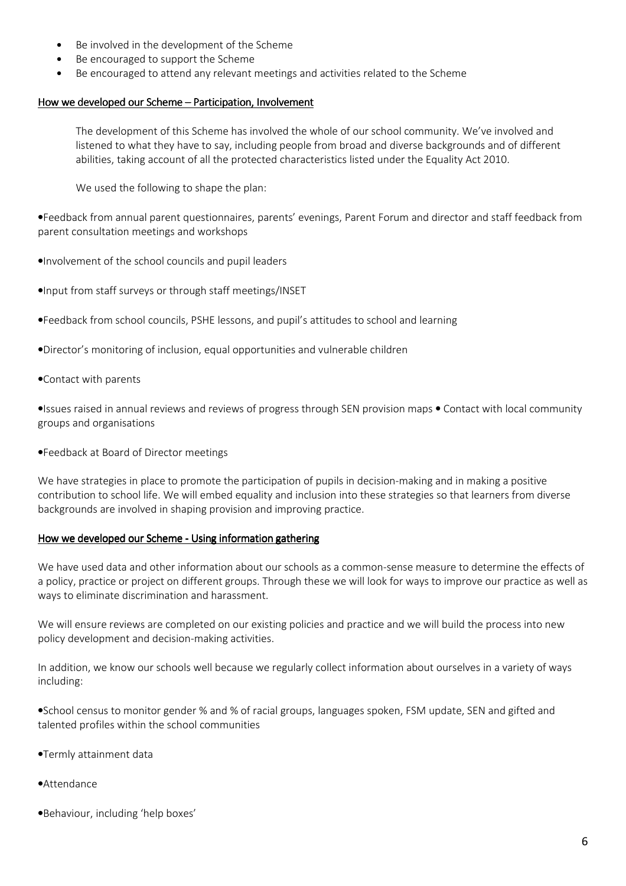- Be involved in the development of the Scheme
- Be encouraged to support the Scheme
- Be encouraged to attend any relevant meetings and activities related to the Scheme

## How we developed our Scheme – Participation, Involvement

The development of this Scheme has involved the whole of our school community. We've involved and listened to what they have to say, including people from broad and diverse backgrounds and of different abilities, taking account of all the protected characteristics listed under the Equality Act 2010.

We used the following to shape the plan:

- Feedback from annual parent questionnaires, parents' evenings, Parent Forum and director and staff feedback from parent consultation meetings and workshops
- Involvement of the school councils and pupil leaders
- Input from staff surveys or through staff meetings/INSET
- Feedback from school councils, PSHE lessons, and pupil's attitudes to school and learning
- Director's monitoring of inclusion, equal opportunities and vulnerable children
- Contact with parents
- Issues raised in annual reviews and reviews of progress through SEN provision maps
- Contact with local community groups and organisations
- Feedback at Board of Director meetings

We have strategies in place to promote the participation of pupils in decision-making and in making a positive contribution to school life. We will embed equality and inclusion into these strategies so that learners from diverse backgrounds are involved in shaping provision and improving practice.

## How we developed our Scheme - Using information gathering

We have used data and other information about our schools as a common-sense measure to determine the effects of a policy, practice or project on different groups. Through these we will look for ways to improve our practice as well as ways to eliminate discrimination and harassment.

We will ensure reviews are completed on our existing policies and practice and we will build the process into new policy development and decision-making activities.

In addition, we know our schools well because we regularly collect information about ourselves in a variety of ways including:

- School census to monitor gender % and % of racial groups, languages spoken, FSM update, SEN and gifted and talented profiles within the school communities
- Termly attainment data
- Attendance
- Behaviour, including 'help boxes'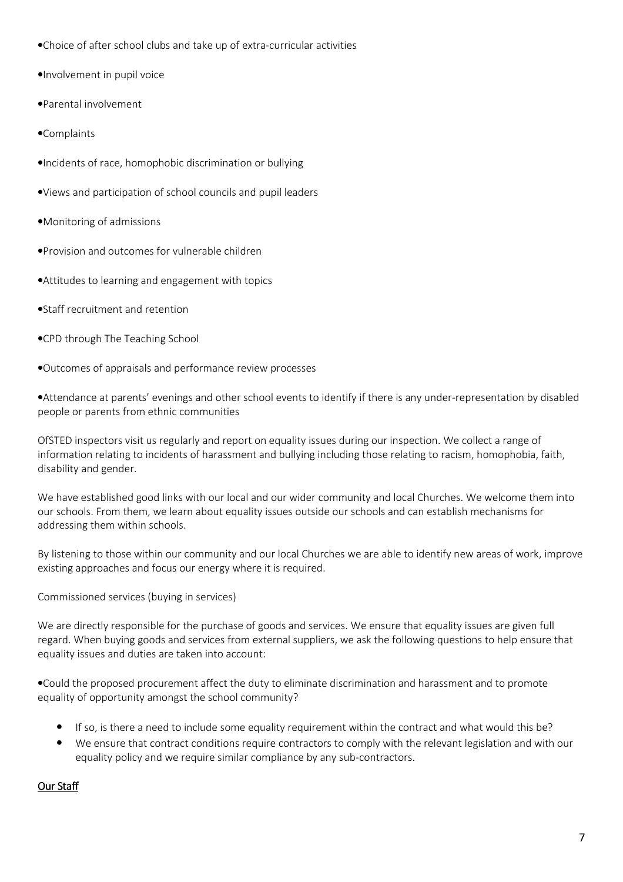- Choice of after school clubs and take up of extra-curricular activities
- Involvement in pupil voice
- Parental involvement
- Complaints
- Incidents of race, homophobic discrimination or bullying
- Views and participation of school councils and pupil leaders
- Monitoring of admissions
- Provision and outcomes for vulnerable children
- Attitudes to learning and engagement with topics
- Staff recruitment and retention
- CPD through The Teaching School
- Outcomes of appraisals and performance review processes
- Attendance at parents' evenings and other school events to identify if there is any under-representation by disabled people or parents from ethnic communities

OfSTED inspectors visit us regularly and report on equality issues during our inspection. We collect a range of information relating to incidents of harassment and bullying including those relating to racism, homophobia, faith, disability and gender.

We have established good links with our local and our wider community and local Churches. We welcome them into our schools. From them, we learn about equality issues outside our schools and can establish mechanisms for addressing them within schools.

By listening to those within our community and our local Churches we are able to identify new areas of work, improve existing approaches and focus our energy where it is required.

Commissioned services (buying in services)

We are directly responsible for the purchase of goods and services. We ensure that equality issues are given full regard. When buying goods and services from external suppliers, we ask the following questions to help ensure that equality issues and duties are taken into account:

- Could the proposed procurement affect the duty to eliminate discrimination and harassment and to promote equality of opportunity amongst the school community?
  - If so, is there a need to include some equality requirement within the contract and what would this be?
  - We ensure that contract conditions require contractors to comply with the relevant legislation and with our equality policy and we require similar compliance by any sub-contractors.

## Our Staff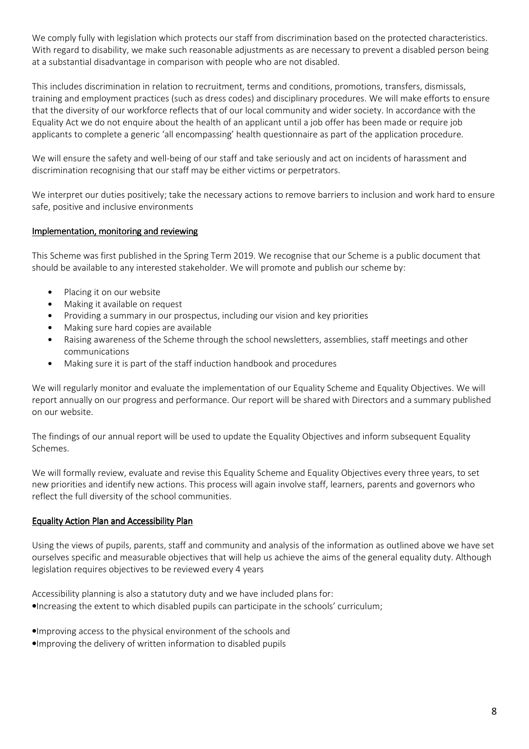We comply fully with legislation which protects our staff from discrimination based on the protected characteristics. With regard to disability, we make such reasonable adjustments as are necessary to prevent a disabled person being at a substantial disadvantage in comparison with people who are not disabled.

This includes discrimination in relation to recruitment, terms and conditions, promotions, transfers, dismissals, training and employment practices (such as dress codes) and disciplinary procedures. We will make efforts to ensure that the diversity of our workforce reflects that of our local community and wider society. In accordance with the Equality Act we do not enquire about the health of an applicant until a job offer has been made or require job applicants to complete a generic 'all encompassing' health questionnaire as part of the application procedure.

We will ensure the safety and well-being of our staff and take seriously and act on incidents of harassment and discrimination recognising that our staff may be either victims or perpetrators.

We interpret our duties positively; take the necessary actions to remove barriers to inclusion and work hard to ensure safe, positive and inclusive environments

## Implementation, monitoring and reviewing

This Scheme was first published in the Spring Term 2019. We recognise that our Scheme is a public document that should be available to any interested stakeholder. We will promote and publish our scheme by:

- Placing it on our website
- Making it available on request
- Providing a summary in our prospectus, including our vision and key priorities
- Making sure hard copies are available
- Raising awareness of the Scheme through the school newsletters, assemblies, staff meetings and other communications
- Making sure it is part of the staff induction handbook and procedures

We will regularly monitor and evaluate the implementation of our Equality Scheme and Equality Objectives. We will report annually on our progress and performance. Our report will be shared with Directors and a summary published on our website.

The findings of our annual report will be used to update the Equality Objectives and inform subsequent Equality Schemes.

We will formally review, evaluate and revise this Equality Scheme and Equality Objectives every three years, to set new priorities and identify new actions. This process will again involve staff, learners, parents and governors who reflect the full diversity of the school communities.

## Equality Action Plan and Accessibility Plan

Using the views of pupils, parents, staff and community and analysis of the information as outlined above we have set ourselves specific and measurable objectives that will help us achieve the aims of the general equality duty. Although legislation requires objectives to be reviewed every 4 years

Accessibility planning is also a statutory duty and we have included plans for:

- Increasing the extent to which disabled pupils can participate in the schools' curriculum;
- Improving access to the physical environment of the schools and
- Improving the delivery of written information to disabled pupils